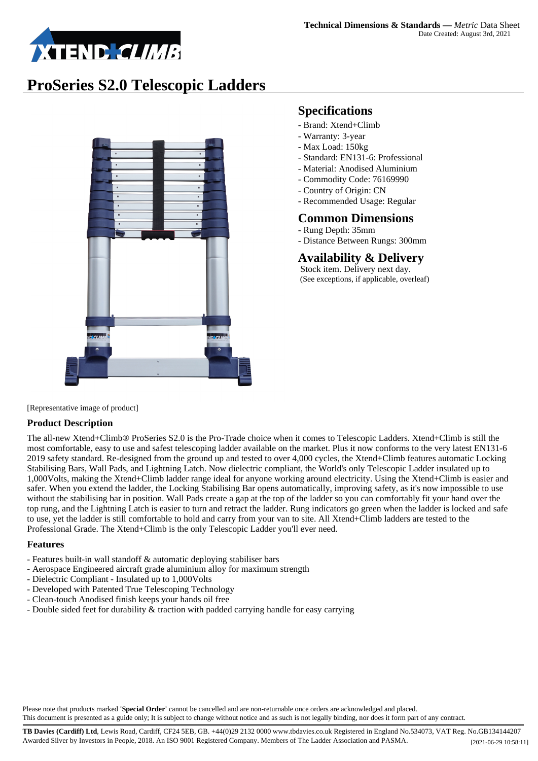Technical Dimensions & Standards — *Metric* Data Sheet
Date Created: August 3rd, 2021

# ProSeries S2.0 Telescopic Ladders

## Specifications

- Brand: Xtend+Climb
- Warranty: 3-year
- Max Load: 150kg
- Standard: EN131-6: Professional
- Material: Anodised Aluminium
- Commodity Code: 76169990
- Country of Origin: CN
- Recommended Usage: Regular

## Common Dimensions

- Rung Depth: 35mm
- Distance Between Rungs: 300mm

## Availability & Delivery

Stock item. Delivery next day.
(See exceptions, if applicable, overleaf)

[Representative image of product]

### Product Description

The all-new Xtend+Climb® ProSeries S2.0 is the Pro-Trade choice when it comes to Telescopic Ladders. Xtend+Climb is still the most comfortable, easy to use and safest telescoping ladder available on the market. Plus it now conforms to the very latest EN131-6 2019 safety standard. Re-designed from the ground up and tested to over 4,000 cycles, the Xtend+Climb features automatic Locking Stabilising Bars, Wall Pads, and Lightning Latch. Now dielectric compliant, the World's only Telescopic Ladder insulated up to 1,000Volts, making the Xtend+Climb ladder range ideal for anyone working around electricity. Using the Xtend+Climb is easier and safer. When you extend the ladder, the Locking Stabilising Bar opens automatically, improving safety, as it's now impossible to use without the stabilising bar in position. Wall Pads create a gap at the top of the ladder so you can comfortably fit your hand over the top rung, and the Lightning Latch is easier to turn and retract the ladder. Rung indicators go green when the ladder is locked and safe to use, yet the ladder is still comfortable to hold and carry from your van to site. All Xtend+Climb ladders are tested to the Professional Grade. The Xtend+Climb is the only Telescopic Ladder you'll ever need.

### Features

- Features built-in wall standoff & automatic deploying stabiliser bars
- Aerospace Engineered aircraft grade aluminium alloy for maximum strength
- Dielectric Compliant - Insulated up to 1,000Volts
- Developed with Patented True Telescoping Technology
- Clean-touch Anodised finish keeps your hands oil free
- Double sided feet for durability & traction with padded carrying handle for easy carrying

Please note that products marked **'Special Order'** cannot be cancelled and are non-returnable once orders are acknowledged and placed.
This document is presented as a guide only; It is subject to change without notice and as such is not legally binding, nor does it form part of any contract.

**TB Davies (Cardiff) Ltd**, Lewis Road, Cardiff, CF24 5EB, GB. +44(0)29 2132 0000 www.tbdavies.co.uk Registered in England No.534073, VAT Reg. No.GB134144207
Awarded Silver by Investors in People, 2018. An ISO 9001 Registered Company. Members of The Ladder Association and PASMA. [2021-06-29 10:58:11]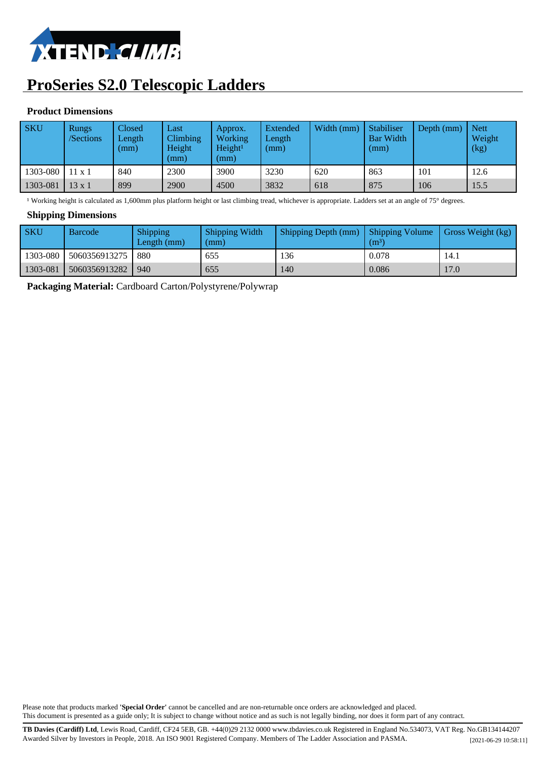# ProSeries S2.0 Telescopic Ladders

### Product Dimensions

| SKU | Rungs /Sections | Closed Length (mm) | Last Climbing Height (mm) | Approx. Working Height[1] (mm) | Extended Length (mm) | Width (mm) | Stabiliser Bar Width (mm) | Depth (mm) | Nett Weight (kg) |
|---|---|---|---|---|---|---|---|---|---|
| 1303-080 | 11 x 1 | 840 | 2300 | 3900 | 3230 | 620 | 863 | 101 | 12.6 |
| 1303-081 | 13 x 1 | 899 | 2900 | 4500 | 3832 | 618 | 875 | 106 | 15.5 |

[1] Working height is calculated as 1,600mm plus platform height or last climbing tread, whichever is appropriate. Ladders set at an angle of 75° degrees.

### Shipping Dimensions

| SKU | Barcode | Shipping Length (mm) | Shipping Width (mm) | Shipping Depth (mm) | Shipping Volume ($m^3$) | Gross Weight (kg) |
|---|---|---|---|---|---|---|
| 1303-080 | 5060356913275 | 880 | 655 | 136 | 0.078 | 14.1 |
| 1303-081 | 5060356913282 | 940 | 655 | 140 | 0.086 | 17.0 |

**Packaging Material:** Cardboard Carton/Polystyrene/Polywrap

Please note that products marked **'Special Order'** cannot be cancelled and are non-returnable once orders are acknowledged and placed.
This document is presented as a guide only; It is subject to change without notice and as such is not legally binding, nor does it form part of any contract.

**TB Davies (Cardiff) Ltd**, Lewis Road, Cardiff, CF24 5EB, GB. +44(0)29 2132 0000 www.tbdavies.co.uk Registered in England No.534073, VAT Reg. No.GB134144207
Awarded Silver by Investors in People, 2018. An ISO 9001 Registered Company. Members of The Ladder Association and PASMA. [2021-06-29 10:58:11]